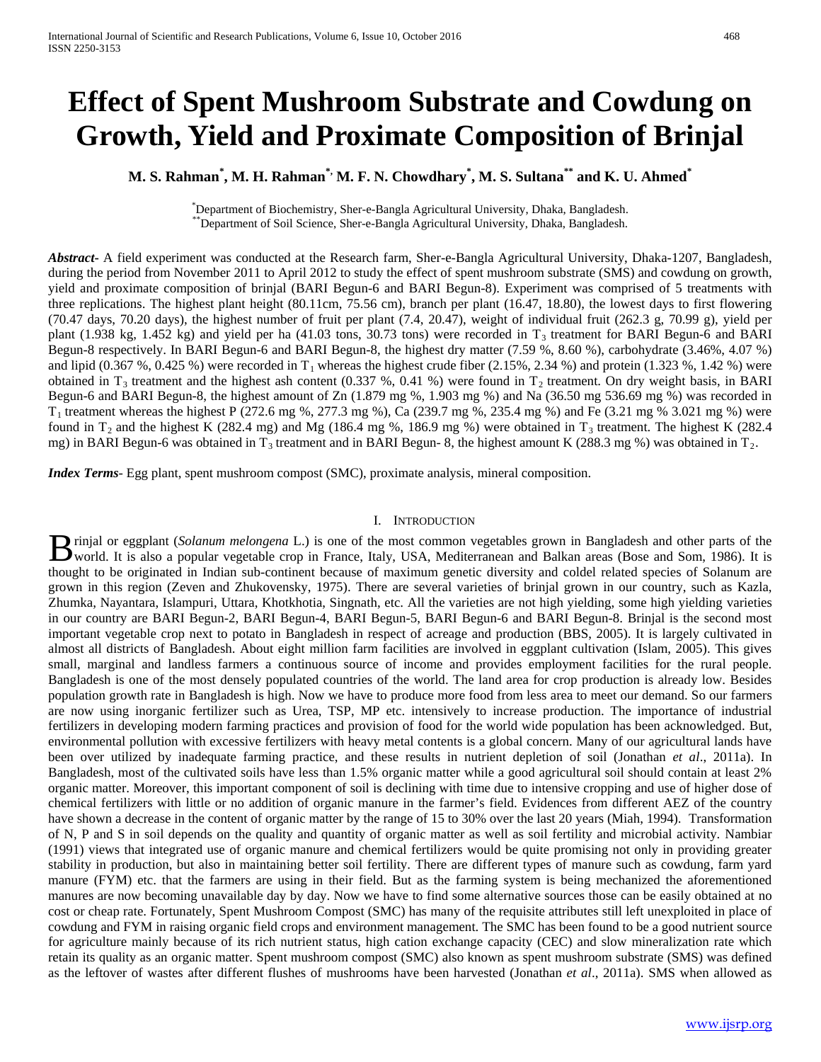# Effect of Spent Mushroom Substrate and Cowdung on Growth, Yield and Proximate Composition of Brinjal

**M. S. Rahman[*], M. H. Rahman[*], M. F. N. Chowdhary[*], M. S. Sultana[**] and K. U. Ahmed[*]**

[*]Department of Biochemistry, Sher-e-Bangla Agricultural University, Dhaka, Bangladesh.
[**]Department of Soil Science, Sher-e-Bangla Agricultural University, Dhaka, Bangladesh.

***Abstract***- A field experiment was conducted at the Research farm, Sher-e-Bangla Agricultural University, Dhaka-1207, Bangladesh, during the period from November 2011 to April 2012 to study the effect of spent mushroom substrate (SMS) and cowdung on growth, yield and proximate composition of brinjal (BARI Begun-6 and BARI Begun-8). Experiment was comprised of 5 treatments with three replications. The highest plant height (80.11cm, 75.56 cm), branch per plant (16.47, 18.80), the lowest days to first flowering (70.47 days, 70.20 days), the highest number of fruit per plant (7.4, 20.47), weight of individual fruit (262.3 g, 70.99 g), yield per plant (1.938 kg, 1.452 kg) and yield per ha (41.03 tons, 30.73 tons) were recorded in $T_3$ treatment for BARI Begun-6 and BARI Begun-8 respectively. In BARI Begun-6 and BARI Begun-8, the highest dry matter (7.59 %, 8.60 %), carbohydrate (3.46%, 4.07 %) and lipid (0.367 %, 0.425 %) were recorded in $T_1$ whereas the highest crude fiber (2.15%, 2.34 %) and protein (1.323 %, 1.42 %) were obtained in $T_3$ treatment and the highest ash content (0.337 %, 0.41 %) were found in $T_2$ treatment. On dry weight basis, in BARI Begun-6 and BARI Begun-8, the highest amount of Zn (1.879 mg %, 1.903 mg %) and Na (36.50 mg 536.69 mg %) was recorded in $T_1$ treatment whereas the highest P (272.6 mg %, 277.3 mg %), Ca (239.7 mg %, 235.4 mg %) and Fe (3.21 mg % 3.021 mg %) were found in $T_2$ and the highest K (282.4 mg) and Mg (186.4 mg %, 186.9 mg %) were obtained in $T_3$ treatment. The highest K (282.4 mg) in BARI Begun-6 was obtained in $T_3$ treatment and in BARI Begun- 8, the highest amount K (288.3 mg %) was obtained in $T_2$.

***Index Terms***- Egg plant, spent mushroom compost (SMC), proximate analysis, mineral composition.

## I. Introduction

Brinjal or eggplant (*Solanum melongena* L.) is one of the most common vegetables grown in Bangladesh and other parts of the world. It is also a popular vegetable crop in France, Italy, USA, Mediterranean and Balkan areas (Bose and Som, 1986). It is thought to be originated in Indian sub-continent because of maximum genetic diversity and coldel related species of Solanum are grown in this region (Zeven and Zhukovensky, 1975). There are several varieties of brinjal grown in our country, such as Kazla, Zhumka, Nayantara, Islampuri, Uttara, Khotkhotia, Singnath, etc. All the varieties are not high yielding, some high yielding varieties in our country are BARI Begun-2, BARI Begun-4, BARI Begun-5, BARI Begun-6 and BARI Begun-8. Brinjal is the second most important vegetable crop next to potato in Bangladesh in respect of acreage and production (BBS, 2005). It is largely cultivated in almost all districts of Bangladesh. About eight million farm facilities are involved in eggplant cultivation (Islam, 2005). This gives small, marginal and landless farmers a continuous source of income and provides employment facilities for the rural people. Bangladesh is one of the most densely populated countries of the world. The land area for crop production is already low. Besides population growth rate in Bangladesh is high. Now we have to produce more food from less area to meet our demand. So our farmers are now using inorganic fertilizer such as Urea, TSP, MP etc. intensively to increase production. The importance of industrial fertilizers in developing modern farming practices and provision of food for the world wide population has been acknowledged. But, environmental pollution with excessive fertilizers with heavy metal contents is a global concern. Many of our agricultural lands have been over utilized by inadequate farming practice, and these results in nutrient depletion of soil (Jonathan *et al*., 2011a). In Bangladesh, most of the cultivated soils have less than 1.5% organic matter while a good agricultural soil should contain at least 2% organic matter. Moreover, this important component of soil is declining with time due to intensive cropping and use of higher dose of chemical fertilizers with little or no addition of organic manure in the farmer's field. Evidences from different AEZ of the country have shown a decrease in the content of organic matter by the range of 15 to 30% over the last 20 years (Miah, 1994). Transformation of N, P and S in soil depends on the quality and quantity of organic matter as well as soil fertility and microbial activity. Nambiar (1991) views that integrated use of organic manure and chemical fertilizers would be quite promising not only in providing greater stability in production, but also in maintaining better soil fertility. There are different types of manure such as cowdung, farm yard manure (FYM) etc. that the farmers are using in their field. But as the farming system is being mechanized the aforementioned manures are now becoming unavailable day by day. Now we have to find some alternative sources those can be easily obtained at no cost or cheap rate. Fortunately, Spent Mushroom Compost (SMC) has many of the requisite attributes still left unexploited in place of cowdung and FYM in raising organic field crops and environment management. The SMC has been found to be a good nutrient source for agriculture mainly because of its rich nutrient status, high cation exchange capacity (CEC) and slow mineralization rate which retain its quality as an organic matter. Spent mushroom compost (SMC) also known as spent mushroom substrate (SMS) was defined as the leftover of wastes after different flushes of mushrooms have been harvested (Jonathan *et al*., 2011a). SMS when allowed as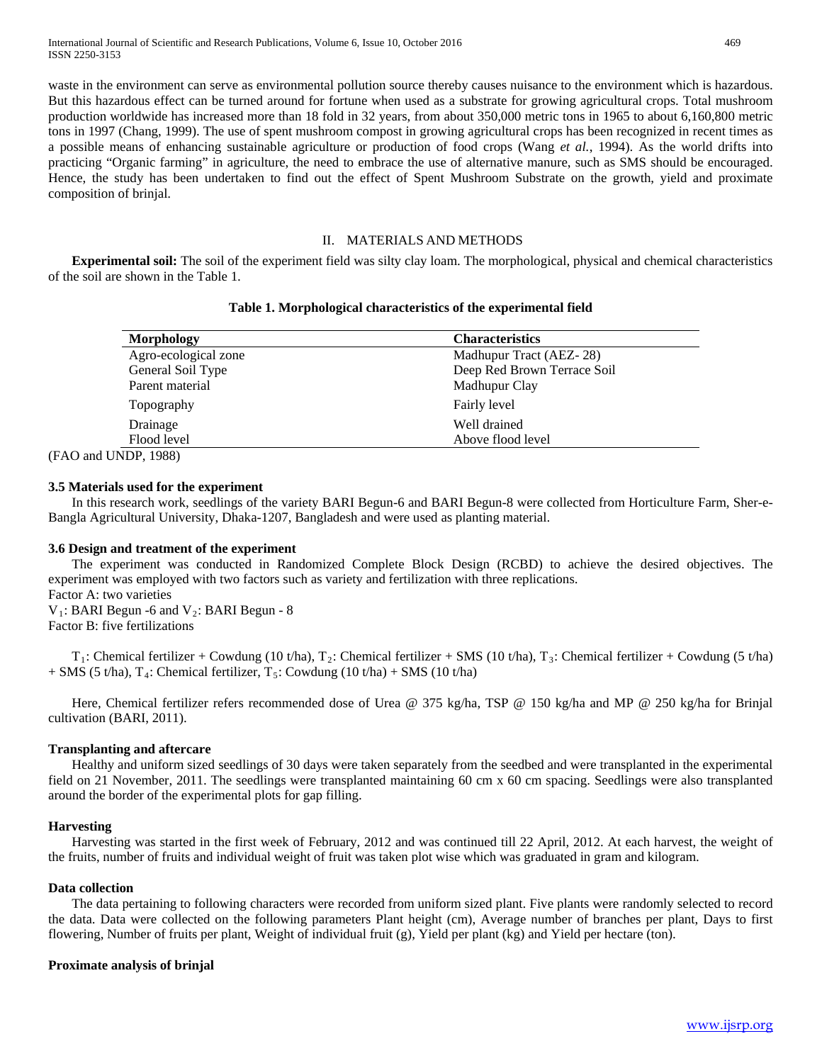waste in the environment can serve as environmental pollution source thereby causes nuisance to the environment which is hazardous. But this hazardous effect can be turned around for fortune when used as a substrate for growing agricultural crops. Total mushroom production worldwide has increased more than 18 fold in 32 years, from about 350,000 metric tons in 1965 to about 6,160,800 metric tons in 1997 (Chang, 1999). The use of spent mushroom compost in growing agricultural crops has been recognized in recent times as a possible means of enhancing sustainable agriculture or production of food crops (Wang *et al.*, 1994). As the world drifts into practicing "Organic farming" in agriculture, the need to embrace the use of alternative manure, such as SMS should be encouraged. Hence, the study has been undertaken to find out the effect of Spent Mushroom Substrate on the growth, yield and proximate composition of brinjal.

## II. MATERIALS AND METHODS

**Experimental soil:** The soil of the experiment field was silty clay loam. The morphological, physical and chemical characteristics of the soil are shown in the Table 1.

**Table 1. Morphological characteristics of the experimental field**

| Morphology | Characteristics |
|---|---|
| Agro-ecological zone | Madhupur Tract (AEZ- 28) |
| General Soil Type | Deep Red Brown Terrace Soil |
| Parent material | Madhupur Clay |
| Topography | Fairly level |
| Drainage | Well drained |
| Flood level | Above flood level |

(FAO and UNDP, 1988)

### 3.5 Materials used for the experiment

In this research work, seedlings of the variety BARI Begun-6 and BARI Begun-8 were collected from Horticulture Farm, Sher-e-Bangla Agricultural University, Dhaka-1207, Bangladesh and were used as planting material.

### 3.6 Design and treatment of the experiment

The experiment was conducted in Randomized Complete Block Design (RCBD) to achieve the desired objectives. The experiment was employed with two factors such as variety and fertilization with three replications.

Factor A: two varieties

$V_1$: BARI Begun -6 and $V_2$: BARI Begun - 8

Factor B: five fertilizations

$T_1$: Chemical fertilizer + Cowdung (10 t/ha), $T_2$: Chemical fertilizer + SMS (10 t/ha), $T_3$: Chemical fertilizer + Cowdung (5 t/ha) + SMS (5 t/ha), $T_4$: Chemical fertilizer, $T_5$: Cowdung (10 t/ha) + SMS (10 t/ha)

Here, Chemical fertilizer refers recommended dose of Urea @ 375 kg/ha, TSP @ 150 kg/ha and MP @ 250 kg/ha for Brinjal cultivation (BARI, 2011).

### Transplanting and aftercare

Healthy and uniform sized seedlings of 30 days were taken separately from the seedbed and were transplanted in the experimental field on 21 November, 2011. The seedlings were transplanted maintaining 60 cm x 60 cm spacing. Seedlings were also transplanted around the border of the experimental plots for gap filling.

### Harvesting

Harvesting was started in the first week of February, 2012 and was continued till 22 April, 2012. At each harvest, the weight of the fruits, number of fruits and individual weight of fruit was taken plot wise which was graduated in gram and kilogram.

### Data collection

The data pertaining to following characters were recorded from uniform sized plant. Five plants were randomly selected to record the data. Data were collected on the following parameters Plant height (cm), Average number of branches per plant, Days to first flowering, Number of fruits per plant, Weight of individual fruit (g), Yield per plant (kg) and Yield per hectare (ton).

### Proximate analysis of brinjal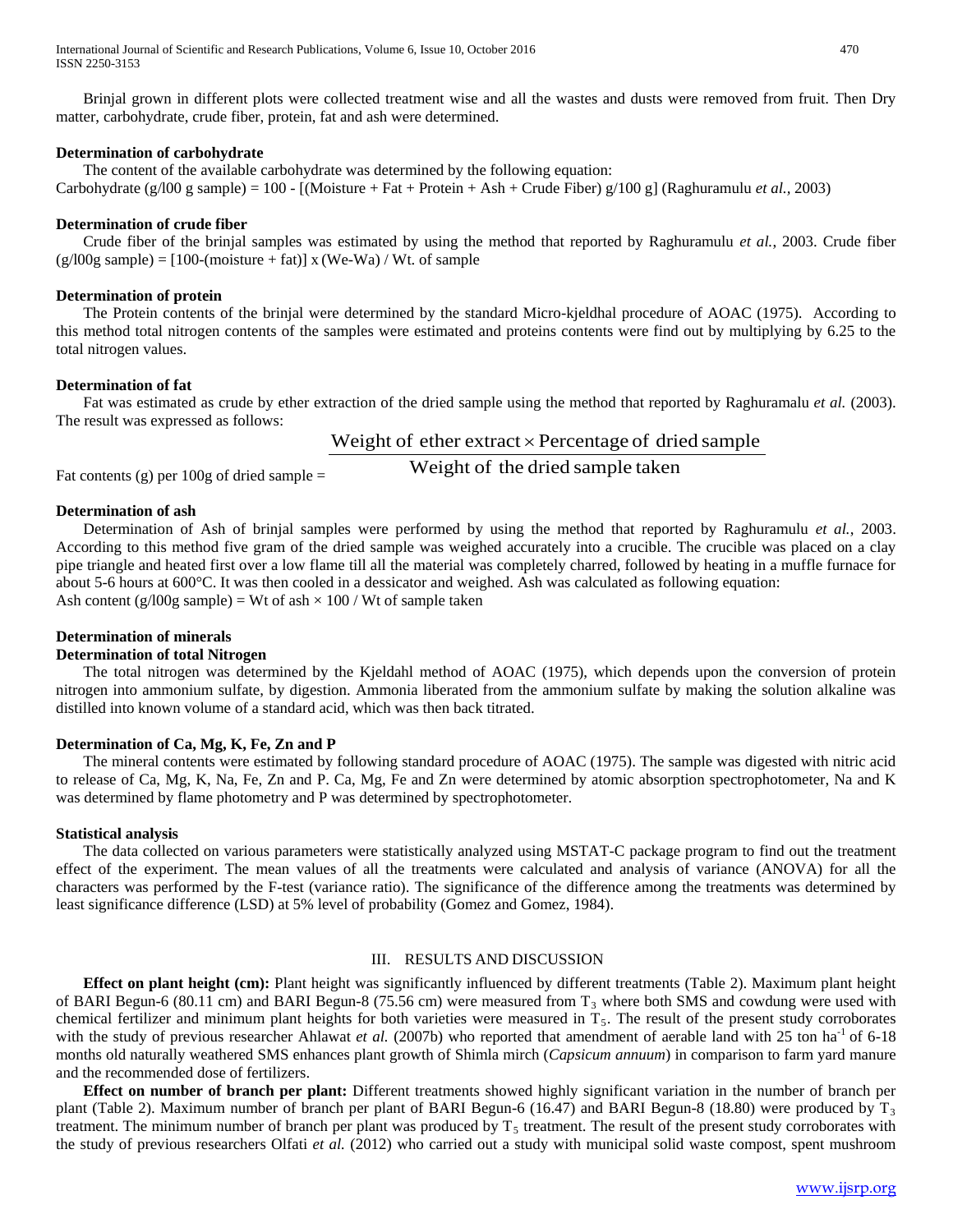Brinjal grown in different plots were collected treatment wise and all the wastes and dusts were removed from fruit. Then Dry matter, carbohydrate, crude fiber, protein, fat and ash were determined.

**Determination of carbohydrate**

The content of the available carbohydrate was determined by the following equation:
Carbohydrate (g/l00 g sample) = 100 - [(Moisture + Fat + Protein + Ash + Crude Fiber) g/100 g] (Raghuramulu *et al.*, 2003)

**Determination of crude fiber**

Crude fiber of the brinjal samples was estimated by using the method that reported by Raghuramulu *et al.*, 2003. Crude fiber (g/l00g sample) = [100-(moisture + fat)] x (We-Wa) / Wt. of sample

**Determination of protein**

The Protein contents of the brinjal were determined by the standard Micro-kjeldhal procedure of AOAC (1975). According to this method total nitrogen contents of the samples were estimated and proteins contents were find out by multiplying by 6.25 to the total nitrogen values.

**Determination of fat**

Fat was estimated as crude by ether extraction of the dried sample using the method that reported by Raghuramalu *et al.* (2003). The result was expressed as follows:

$$\text{Fat contents (g) per 100g of dried sample} = \frac{\text{Weight of ether extract} \times \text{Percentage of dried sample}}{\text{Weight of the dried sample taken}}$$

**Determination of ash**

Determination of Ash of brinjal samples were performed by using the method that reported by Raghuramulu *et al.*, 2003. According to this method five gram of the dried sample was weighed accurately into a crucible. The crucible was placed on a clay pipe triangle and heated first over a low flame till all the material was completely charred, followed by heating in a muffle furnace for about 5-6 hours at 600°C. It was then cooled in a dessicator and weighed. Ash was calculated as following equation:
Ash content (g/l00g sample) = Wt of ash × 100 / Wt of sample taken

**Determination of minerals**

**Determination of total Nitrogen**

The total nitrogen was determined by the Kjeldahl method of AOAC (1975), which depends upon the conversion of protein nitrogen into ammonium sulfate, by digestion. Ammonia liberated from the ammonium sulfate by making the solution alkaline was distilled into known volume of a standard acid, which was then back titrated.

**Determination of Ca, Mg, K, Fe, Zn and P**

The mineral contents were estimated by following standard procedure of AOAC (1975). The sample was digested with nitric acid to release of Ca, Mg, K, Na, Fe, Zn and P. Ca, Mg, Fe and Zn were determined by atomic absorption spectrophotometer, Na and K was determined by flame photometry and P was determined by spectrophotometer.

**Statistical analysis**

The data collected on various parameters were statistically analyzed using MSTAT-C package program to find out the treatment effect of the experiment. The mean values of all the treatments were calculated and analysis of variance (ANOVA) for all the characters was performed by the F-test (variance ratio). The significance of the difference among the treatments was determined by least significance difference (LSD) at 5% level of probability (Gomez and Gomez, 1984).

## III. RESULTS AND DISCUSSION

**Effect on plant height (cm):** Plant height was significantly influenced by different treatments (Table 2). Maximum plant height of BARI Begun-6 (80.11 cm) and BARI Begun-8 (75.56 cm) were measured from $T_3$ where both SMS and cowdung were used with chemical fertilizer and minimum plant heights for both varieties were measured in $T_5$. The result of the present study corroborates with the study of previous researcher Ahlawat *et al.* (2007b) who reported that amendment of aerable land with 25 ton ha$^{-1}$ of 6-18 months old naturally weathered SMS enhances plant growth of Shimla mirch (*Capsicum annuum*) in comparison to farm yard manure and the recommended dose of fertilizers.

**Effect on number of branch per plant:** Different treatments showed highly significant variation in the number of branch per plant (Table 2). Maximum number of branch per plant of BARI Begun-6 (16.47) and BARI Begun-8 (18.80) were produced by $T_3$ treatment. The minimum number of branch per plant was produced by $T_5$ treatment. The result of the present study corroborates with the study of previous researchers Olfati *et al.* (2012) who carried out a study with municipal solid waste compost, spent mushroom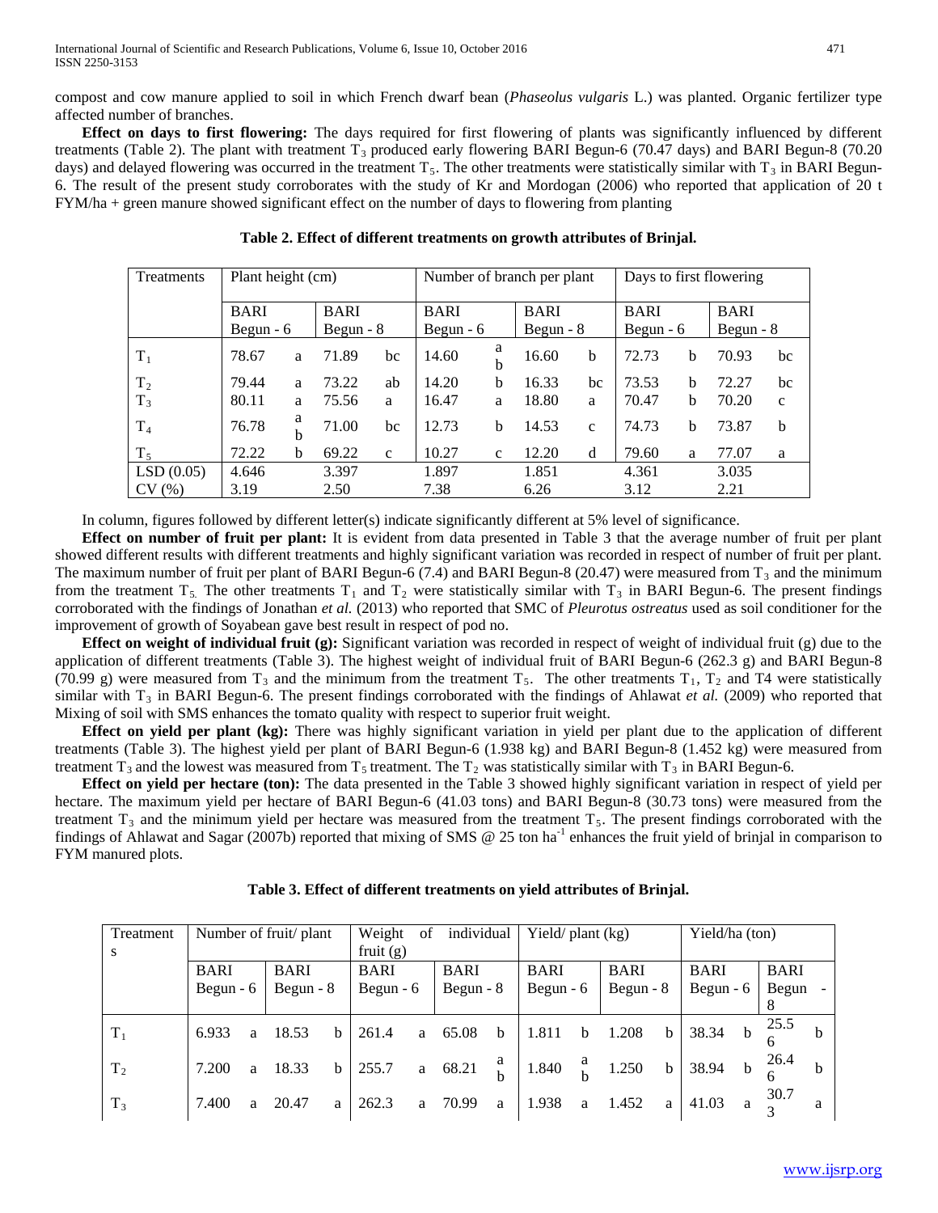compost and cow manure applied to soil in which French dwarf bean (*Phaseolus vulgaris* L.) was planted. Organic fertilizer type affected number of branches.

**Effect on days to first flowering:** The days required for first flowering of plants was significantly influenced by different treatments (Table 2). The plant with treatment $T_3$ produced early flowering BARI Begun-6 (70.47 days) and BARI Begun-8 (70.20 days) and delayed flowering was occurred in the treatment $T_5$. The other treatments were statistically similar with $T_3$ in BARI Begun-6. The result of the present study corroborates with the study of Kr and Mordogan (2006) who reported that application of 20 t FYM/ha + green manure showed significant effect on the number of days to flowering from planting

**Table 2. Effect of different treatments on growth attributes of Brinjal.**

| Treatments | Plant height (cm) | | | | Number of branch per plant | | | | Days to first flowering | | | |
|---|---|---|---|---|---|---|---|---|---|---|---|---|
| | BARI Begun - 6 | | BARI Begun - 8 | | BARI Begun - 6 | | BARI Begun - 8 | | BARI Begun - 6 | | BARI Begun - 8 | |
| $T_1$ | 78.67 | a | 71.89 | bc | 14.60 | ab | 16.60 | b | 72.73 | b | 70.93 | bc |
| $T_2$ | 79.44 | a | 73.22 | ab | 14.20 | b | 16.33 | bc | 73.53 | b | 72.27 | bc |
| $T_3$ | 80.11 | a | 75.56 | a | 16.47 | a | 18.80 | a | 70.47 | b | 70.20 | c |
| $T_4$ | 76.78 | ab | 71.00 | bc | 12.73 | b | 14.53 | c | 74.73 | b | 73.87 | b |
| $T_5$ | 72.22 | b | 69.22 | c | 10.27 | c | 12.20 | d | 79.60 | a | 77.07 | a |
| LSD (0.05) | 4.646 | | 3.397 | | 1.897 | | 1.851 | | 4.361 | | 3.035 | |
| CV (%) | 3.19 | | 2.50 | | 7.38 | | 6.26 | | 3.12 | | 2.21 | |

In column, figures followed by different letter(s) indicate significantly different at 5% level of significance.

**Effect on number of fruit per plant:** It is evident from data presented in Table 3 that the average number of fruit per plant showed different results with different treatments and highly significant variation was recorded in respect of number of fruit per plant. The maximum number of fruit per plant of BARI Begun-6 (7.4) and BARI Begun-8 (20.47) were measured from $T_3$ and the minimum from the treatment $T_5$. The other treatments $T_1$ and $T_2$ were statistically similar with $T_3$ in BARI Begun-6. The present findings corroborated with the findings of Jonathan *et al.* (2013) who reported that SMC of *Pleurotus ostreatus* used as soil conditioner for the improvement of growth of Soyabean gave best result in respect of pod no.

**Effect on weight of individual fruit (g):** Significant variation was recorded in respect of weight of individual fruit (g) due to the application of different treatments (Table 3). The highest weight of individual fruit of BARI Begun-6 (262.3 g) and BARI Begun-8 (70.99 g) were measured from $T_3$ and the minimum from the treatment $T_5$. The other treatments $T_1$, $T_2$ and T4 were statistically similar with $T_3$ in BARI Begun-6. The present findings corroborated with the findings of Ahlawat *et al.* (2009) who reported that Mixing of soil with SMS enhances the tomato quality with respect to superior fruit weight.

**Effect on yield per plant (kg):** There was highly significant variation in yield per plant due to the application of different treatments (Table 3). The highest yield per plant of BARI Begun-6 (1.938 kg) and BARI Begun-8 (1.452 kg) were measured from treatment $T_3$ and the lowest was measured from $T_5$ treatment. The $T_2$ was statistically similar with $T_3$ in BARI Begun-6.

**Effect on yield per hectare (ton):** The data presented in the Table 3 showed highly significant variation in respect of yield per hectare. The maximum yield per hectare of BARI Begun-6 (41.03 tons) and BARI Begun-8 (30.73 tons) were measured from the treatment $T_3$ and the minimum yield per hectare was measured from the treatment $T_5$. The present findings corroborated with the findings of Ahlawat and Sagar (2007b) reported that mixing of SMS @ 25 ton ha$^{-1}$ enhances the fruit yield of brinjal in comparison to FYM manured plots.

**Table 3. Effect of different treatments on yield attributes of Brinjal.**

| Treatments | Number of fruit/ plant | | | | Weight of individual fruit (g) | | | | Yield/ plant (kg) | | | | Yield/ha (ton) | | | |
|---|---|---|---|---|---|---|---|---|---|---|---|---|---|---|---|---|
| | BARI Begun - 6 | | BARI Begun - 8 | | BARI Begun - 6 | | BARI Begun - 8 | | BARI Begun - 6 | | BARI Begun - 8 | | BARI Begun - 6 | | BARI Begun - 8 | |
| $T_1$ | 6.933 | a | 18.53 | b | 261.4 | a | 65.08 | b | 1.811 | b | 1.208 | b | 38.34 | b | 25.56 | b |
| $T_2$ | 7.200 | a | 18.33 | b | 255.7 | a | 68.21 | ab | 1.840 | ab | 1.250 | b | 38.94 | b | 26.46 | b |
| $T_3$ | 7.400 | a | 20.47 | a | 262.3 | a | 70.99 | a | 1.938 | a | 1.452 | a | 41.03 | a | 30.73 | a |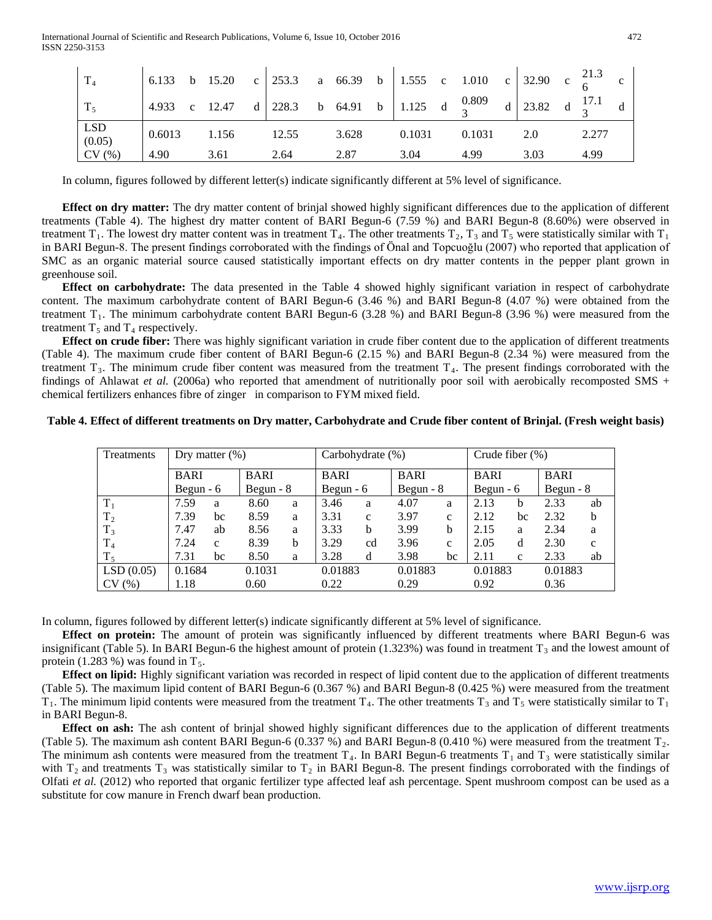| $T_4$ | 6.133 | b | 15.20 | c | 253.3 | a | 66.39 | b | 1.555 | c | 1.010 | c | 32.90 | c | 21.36 | c |
|---|---|---|---|---|---|---|---|---|---|---|---|---|---|---|---|---|
| $T_5$ | 4.933 | c | 12.47 | d | 228.3 | b | 64.91 | b | 1.125 | d | 0.8093 | d | 23.82 | d | 17.13 | d |
| LSD (0.05) | 0.6013 | | 1.156 | | 12.55 | | 3.628 | | 0.1031 | | 0.1031 | | 2.0 | | 2.277 | |
| CV (%) | 4.90 | | 3.61 | | 2.64 | | 2.87 | | 3.04 | | 4.99 | | 3.03 | | 4.99 | |

In column, figures followed by different letter(s) indicate significantly different at 5% level of significance.

**Effect on dry matter:** The dry matter content of brinjal showed highly significant differences due to the application of different treatments (Table 4). The highest dry matter content of BARI Begun-6 (7.59 %) and BARI Begun-8 (8.60%) were observed in treatment $T_1$. The lowest dry matter content was in treatment $T_4$. The other treatments $T_2$, $T_3$ and $T_5$ were statistically similar with $T_1$ in BARI Begun-8. The present findings corroborated with the findings of Önal and Topcuoğlu (2007) who reported that application of SMC as an organic material source caused statistically important effects on dry matter contents in the pepper plant grown in greenhouse soil.

**Effect on carbohydrate:** The data presented in the Table 4 showed highly significant variation in respect of carbohydrate content. The maximum carbohydrate content of BARI Begun-6 (3.46 %) and BARI Begun-8 (4.07 %) were obtained from the treatment $T_1$. The minimum carbohydrate content BARI Begun-6 (3.28 %) and BARI Begun-8 (3.96 %) were measured from the treatment $T_5$ and $T_4$ respectively.

**Effect on crude fiber:** There was highly significant variation in crude fiber content due to the application of different treatments (Table 4). The maximum crude fiber content of BARI Begun-6 (2.15 %) and BARI Begun-8 (2.34 %) were measured from the treatment $T_3$. The minimum crude fiber content was measured from the treatment $T_4$. The present findings corroborated with the findings of Ahlawat *et al.* (2006a) who reported that amendment of nutritionally poor soil with aerobically recomposted SMS + chemical fertilizers enhances fibre of zinger in comparison to FYM mixed field.

**Table 4. Effect of different treatments on Dry matter, Carbohydrate and Crude fiber content of Brinjal. (Fresh weight basis)**

| Treatments | Dry matter (%) | | | | Carbohydrate (%) | | | | Crude fiber (%) | | | |
|---|---|---|---|---|---|---|---|---|---|---|---|---|
| | BARI Begun - 6 | | BARI Begun - 8 | | BARI Begun - 6 | | BARI Begun - 8 | | BARI Begun - 6 | | BARI Begun - 8 | |
| $T_1$ | 7.59 | a | 8.60 | a | 3.46 | a | 4.07 | a | 2.13 | b | 2.33 | ab |
| $T_2$ | 7.39 | bc | 8.59 | a | 3.31 | c | 3.97 | c | 2.12 | bc | 2.32 | b |
| $T_3$ | 7.47 | ab | 8.56 | a | 3.33 | b | 3.99 | b | 2.15 | a | 2.34 | a |
| $T_4$ | 7.24 | c | 8.39 | b | 3.29 | cd | 3.96 | c | 2.05 | d | 2.30 | c |
| $T_5$ | 7.31 | bc | 8.50 | a | 3.28 | d | 3.98 | bc | 2.11 | c | 2.33 | ab |
| LSD (0.05) | 0.1684 | | 0.1031 | | 0.01883 | | 0.01883 | | 0.01883 | | 0.01883 | |
| CV (%) | 1.18 | | 0.60 | | 0.22 | | 0.29 | | 0.92 | | 0.36 | |

In column, figures followed by different letter(s) indicate significantly different at 5% level of significance.

**Effect on protein:** The amount of protein was significantly influenced by different treatments where BARI Begun-6 was insignificant (Table 5). In BARI Begun-6 the highest amount of protein (1.323%) was found in treatment $T_3$ and the lowest amount of protein (1.283 %) was found in $T_5$.

**Effect on lipid:** Highly significant variation was recorded in respect of lipid content due to the application of different treatments (Table 5). The maximum lipid content of BARI Begun-6 (0.367 %) and BARI Begun-8 (0.425 %) were measured from the treatment $T_1$. The minimum lipid contents were measured from the treatment $T_4$. The other treatments $T_3$ and $T_5$ were statistically similar to $T_1$ in BARI Begun-8.

**Effect on ash:** The ash content of brinjal showed highly significant differences due to the application of different treatments (Table 5). The maximum ash content BARI Begun-6 (0.337 %) and BARI Begun-8 (0.410 %) were measured from the treatment $T_2$. The minimum ash contents were measured from the treatment $T_4$. In BARI Begun-6 treatments $T_1$ and $T_3$ were statistically similar with $T_2$ and treatments $T_3$ was statistically similar to $T_2$ in BARI Begun-8. The present findings corroborated with the findings of Olfati *et al.* (2012) who reported that organic fertilizer type affected leaf ash percentage. Spent mushroom compost can be used as a substitute for cow manure in French dwarf bean production.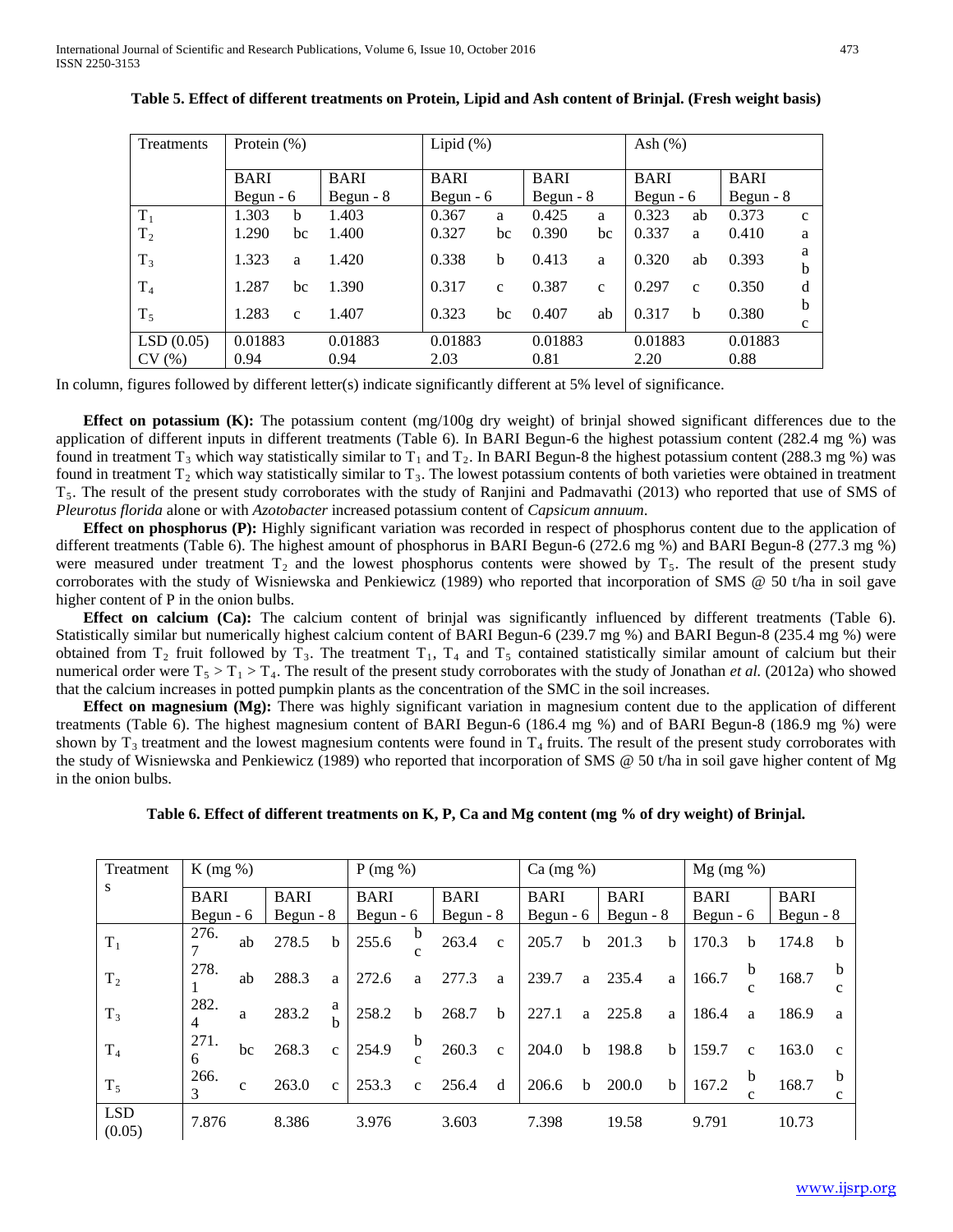**Table 5. Effect of different treatments on Protein, Lipid and Ash content of Brinjal. (Fresh weight basis)**

| Treatments | Protein (%) | | | Lipid (%) | | | | Ash (%) | | | |
|---|---|---|---|---|---|---|---|---|---|---|---|
| | BARI Begun - 6 | | BARI Begun - 8 | BARI Begun - 6 | | BARI Begun - 8 | | BARI Begun - 6 | | BARI Begun - 8 | |
| $T_1$ | 1.303 | b | 1.403 | 0.367 | a | 0.425 | a | 0.323 | ab | 0.373 | c |
| $T_2$ | 1.290 | bc | 1.400 | 0.327 | bc | 0.390 | bc | 0.337 | a | 0.410 | a |
| $T_3$ | 1.323 | a | 1.420 | 0.338 | b | 0.413 | a | 0.320 | ab | 0.393 | ab |
| $T_4$ | 1.287 | bc | 1.390 | 0.317 | c | 0.387 | c | 0.297 | c | 0.350 | d |
| $T_5$ | 1.283 | c | 1.407 | 0.323 | bc | 0.407 | ab | 0.317 | b | 0.380 | bc |
| LSD (0.05) | 0.01883 | | 0.01883 | 0.01883 | | 0.01883 | | 0.01883 | | 0.01883 | |
| CV (%) | 0.94 | | 0.94 | 2.03 | | 0.81 | | 2.20 | | 0.88 | |

In column, figures followed by different letter(s) indicate significantly different at 5% level of significance.

**Effect on potassium (K):** The potassium content (mg/100g dry weight) of brinjal showed significant differences due to the application of different inputs in different treatments (Table 6). In BARI Begun-6 the highest potassium content (282.4 mg %) was found in treatment $T_3$ which way statistically similar to $T_1$ and $T_2$. In BARI Begun-8 the highest potassium content (288.3 mg %) was found in treatment $T_2$ which way statistically similar to $T_3$. The lowest potassium contents of both varieties were obtained in treatment $T_5$. The result of the present study corroborates with the study of Ranjini and Padmavathi (2013) who reported that use of SMS of *Pleurotus florida* alone or with *Azotobacter* increased potassium content of *Capsicum annuum*.

**Effect on phosphorus (P):** Highly significant variation was recorded in respect of phosphorus content due to the application of different treatments (Table 6). The highest amount of phosphorus in BARI Begun-6 (272.6 mg %) and BARI Begun-8 (277.3 mg %) were measured under treatment $T_2$ and the lowest phosphorus contents were showed by $T_5$. The result of the present study corroborates with the study of Wisniewska and Penkiewicz (1989) who reported that incorporation of SMS @ 50 t/ha in soil gave higher content of P in the onion bulbs.

**Effect on calcium (Ca):** The calcium content of brinjal was significantly influenced by different treatments (Table 6). Statistically similar but numerically highest calcium content of BARI Begun-6 (239.7 mg %) and BARI Begun-8 (235.4 mg %) were obtained from $T_2$ fruit followed by $T_3$. The treatment $T_1$, $T_4$ and $T_5$ contained statistically similar amount of calcium but their numerical order were $T_5 > T_1 > T_4$. The result of the present study corroborates with the study of Jonathan *et al.* (2012a) who showed that the calcium increases in potted pumpkin plants as the concentration of the SMC in the soil increases.

**Effect on magnesium (Mg):** There was highly significant variation in magnesium content due to the application of different treatments (Table 6). The highest magnesium content of BARI Begun-6 (186.4 mg %) and of BARI Begun-8 (186.9 mg %) were shown by $T_3$ treatment and the lowest magnesium contents were found in $T_4$ fruits. The result of the present study corroborates with the study of Wisniewska and Penkiewicz (1989) who reported that incorporation of SMS @ 50 t/ha in soil gave higher content of Mg in the onion bulbs.

**Table 6. Effect of different treatments on K, P, Ca and Mg content (mg % of dry weight) of Brinjal.**

| Treatments | K (mg %) | | | | P (mg %) | | | | Ca (mg %) | | | | Mg (mg %) | | | |
|---|---|---|---|---|---|---|---|---|---|---|---|---|---|---|---|---|
| | BARI Begun - 6 | | BARI Begun - 8 | | BARI Begun - 6 | | BARI Begun - 8 | | BARI Begun - 6 | | BARI Begun - 8 | | BARI Begun - 6 | | BARI Begun - 8 | |
| $T_1$ | 276.7 | ab | 278.5 | b | 255.6 | bc | 263.4 | c | 205.7 | b | 201.3 | b | 170.3 | b | 174.8 | b |
| $T_2$ | 278.1 | ab | 288.3 | a | 272.6 | a | 277.3 | a | 239.7 | a | 235.4 | a | 166.7 | bc | 168.7 | bc |
| $T_3$ | 282.4 | a | 283.2 | ab | 258.2 | b | 268.7 | b | 227.1 | a | 225.8 | a | 186.4 | a | 186.9 | a |
| $T_4$ | 271.6 | bc | 268.3 | c | 254.9 | bc | 260.3 | c | 204.0 | b | 198.8 | b | 159.7 | c | 163.0 | c |
| $T_5$ | 266.3 | c | 263.0 | c | 253.3 | c | 256.4 | d | 206.6 | b | 200.0 | b | 167.2 | bc | 168.7 | bc |
| LSD (0.05) | 7.876 | | 8.386 | | 3.976 | | 3.603 | | 7.398 | | 19.58 | | 9.791 | | 10.73 | |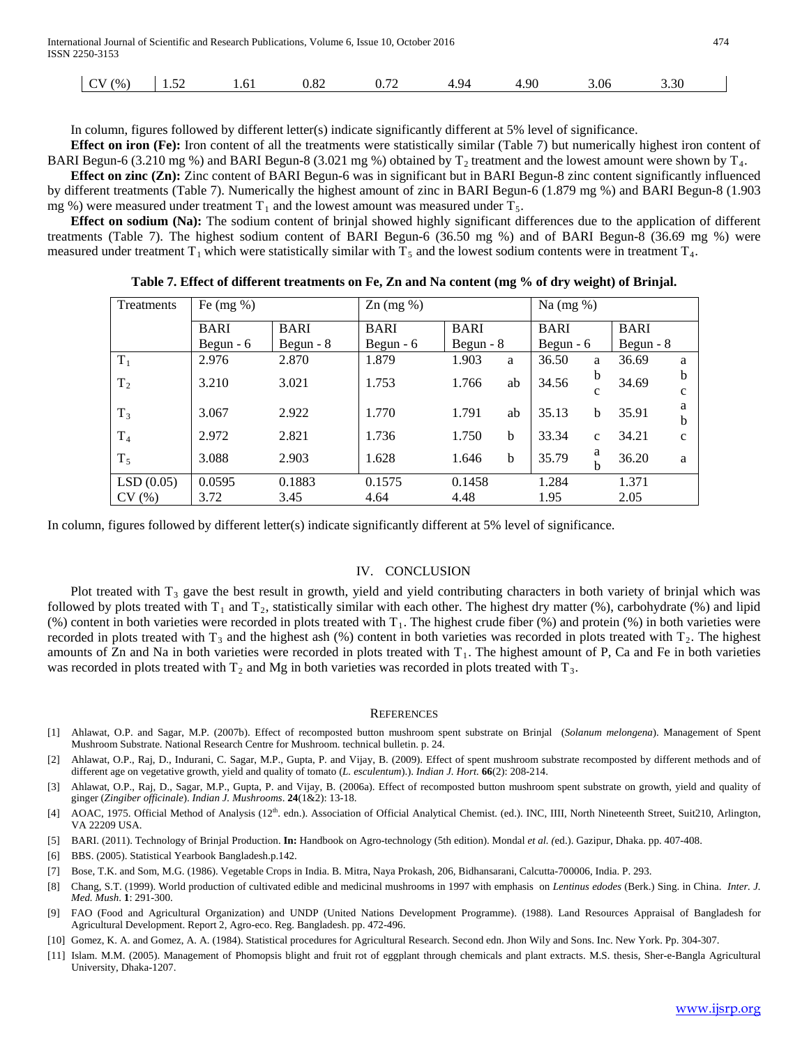| CV (%) | 1.52 | 1.61 | 0.82 | 0.72 | 4.94 | 4.90 | 3.06 | 3.30 |
|---|---|---|---|---|---|---|---|---|

In column, figures followed by different letter(s) indicate significantly different at 5% level of significance.

**Effect on iron (Fe):** Iron content of all the treatments were statistically similar (Table 7) but numerically highest iron content of BARI Begun-6 (3.210 mg %) and BARI Begun-8 (3.021 mg %) obtained by $T_2$ treatment and the lowest amount were shown by $T_4$.

**Effect on zinc (Zn):** Zinc content of BARI Begun-6 was in significant but in BARI Begun-8 zinc content significantly influenced by different treatments (Table 7). Numerically the highest amount of zinc in BARI Begun-6 (1.879 mg %) and BARI Begun-8 (1.903 mg %) were measured under treatment $T_1$ and the lowest amount was measured under $T_5$.

**Effect on sodium (Na):** The sodium content of brinjal showed highly significant differences due to the application of different treatments (Table 7). The highest sodium content of BARI Begun-6 (36.50 mg %) and of BARI Begun-8 (36.69 mg %) were measured under treatment $T_1$ which were statistically similar with $T_5$ and the lowest sodium contents were in treatment $T_4$.

**Table 7. Effect of different treatments on Fe, Zn and Na content (mg % of dry weight) of Brinjal.**

| Treatments | Fe (mg %) | | Zn (mg %) | | Na (mg %) | |
|---|---|---|---|---|---|---|
| | BARI Begun - 6 | BARI Begun - 8 | BARI Begun - 6 | BARI Begun - 8 | BARI Begun - 6 | BARI Begun - 8 |
| $T_1$ | 2.976 | 2.870 | 1.879 | 1.903 a | 36.50 a | 36.69 a |
| $T_2$ | 3.210 | 3.021 | 1.753 | 1.766 ab | 34.56 bc | 34.69 bc |
| $T_3$ | 3.067 | 2.922 | 1.770 | 1.791 ab | 35.13 b | 35.91 ab |
| $T_4$ | 2.972 | 2.821 | 1.736 | 1.750 b | 33.34 c | 34.21 c |
| $T_5$ | 3.088 | 2.903 | 1.628 | 1.646 b | 35.79 ab | 36.20 a |
| LSD (0.05) | 0.0595 | 0.1883 | 0.1575 | 0.1458 | 1.284 | 1.371 |
| CV (%) | 3.72 | 3.45 | 4.64 | 4.48 | 1.95 | 2.05 |

In column, figures followed by different letter(s) indicate significantly different at 5% level of significance.

## IV. CONCLUSION

Plot treated with $T_3$ gave the best result in growth, yield and yield contributing characters in both variety of brinjal which was followed by plots treated with $T_1$ and $T_2$, statistically similar with each other. The highest dry matter (%), carbohydrate (%) and lipid (%) content in both varieties were recorded in plots treated with $T_1$. The highest crude fiber (%) and protein (%) in both varieties were recorded in plots treated with $T_3$ and the highest ash (%) content in both varieties was recorded in plots treated with $T_2$. The highest amounts of Zn and Na in both varieties were recorded in plots treated with $T_1$. The highest amount of P, Ca and Fe in both varieties was recorded in plots treated with $T_2$ and Mg in both varieties was recorded in plots treated with $T_3$.

## REFERENCES

[1] Ahlawat, O.P. and Sagar, M.P. (2007b). Effect of recomposted button mushroom spent substrate on Brinjal (*Solanum melongena*). Management of Spent Mushroom Substrate. National Research Centre for Mushroom. technical bulletin. p. 24.

[2] Ahlawat, O.P., Raj, D., Indurani, C. Sagar, M.P., Gupta, P. and Vijay, B. (2009). Effect of spent mushroom substrate recomposted by different methods and of different age on vegetative growth, yield and quality of tomato (*L. esculentum*).). *Indian J. Hort.* **66**(2): 208-214.

[3] Ahlawat, O.P., Raj, D., Sagar, M.P., Gupta, P. and Vijay, B. (2006a). Effect of recomposted button mushroom spent substrate on growth, yield and quality of ginger (*Zingiber officinale*). *Indian J. Mushrooms*. **24**(1&2): 13-18.

[4] AOAC, 1975. Official Method of Analysis (12th. edn.). Association of Official Analytical Chemist. (ed.). INC, IIII, North Nineteenth Street, Suit210, Arlington, VA 22209 USA.

[5] BARI. (2011). Technology of Brinjal Production. **In:** Handbook on Agro-technology (5th edition). Mondal *et al. (*ed.). Gazipur, Dhaka. pp. 407-408.

[6] BBS. (2005). Statistical Yearbook Bangladesh.p.142.

[7] Bose, T.K. and Som, M.G. (1986). Vegetable Crops in India. B. Mitra, Naya Prokash, 206, Bidhansarani, Calcutta-700006, India. P. 293.

[8] Chang, S.T. (1999). World production of cultivated edible and medicinal mushrooms in 1997 with emphasis on *Lentinus edodes* (Berk.) Sing. in China. *Inter. J. Med. Mush.* **1**: 291-300.

[9] FAO (Food and Agricultural Organization) and UNDP (United Nations Development Programme). (1988). Land Resources Appraisal of Bangladesh for Agricultural Development. Report 2, Agro-eco. Reg. Bangladesh. pp. 472-496.

[10] Gomez, K. A. and Gomez, A. A. (1984). Statistical procedures for Agricultural Research. Second edn. Jhon Wily and Sons. Inc. New York. Pp. 304-307.

[11] Islam. M.M. (2005). Management of Phomopsis blight and fruit rot of eggplant through chemicals and plant extracts. M.S. thesis, Sher-e-Bangla Agricultural University, Dhaka-1207.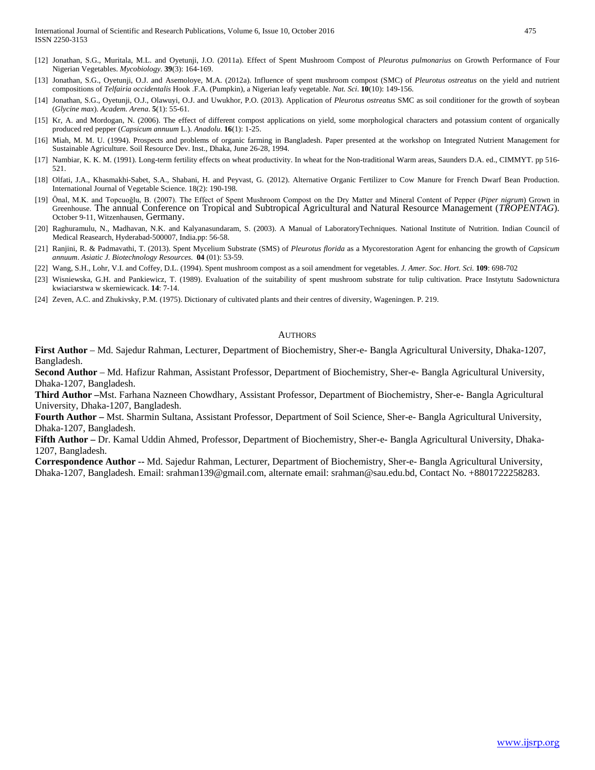[12] Jonathan, S.G., Muritala, M.L. and Oyetunji, J.O. (2011a). Effect of Spent Mushroom Compost of *Pleurotus pulmonarius* on Growth Performance of Four Nigerian Vegetables. *Mycobiology.* **39**(3): 164-169.

[13] Jonathan, S.G., Oyetunji, O.J. and Asemoloye, M.A. (2012a). Influence of spent mushroom compost (SMC) of *Pleurotus ostreatus* on the yield and nutrient compositions of *Telfairia occidentalis* Hook .F.A. (Pumpkin), a Nigerian leafy vegetable. *Nat. Sci*. **10**(10): 149-156.

[14] Jonathan, S.G., Oyetunji, O.J., Olawuyi, O.J. and Uwukhor, P.O. (2013). Application of *Pleurotus ostreatus* SMC as soil conditioner for the growth of soybean (*Glycine max*). *Academ. Arena*. **5**(1): 55-61.

[15] Kr, A. and Mordogan, N. (2006). The effect of different compost applications on yield, some morphological characters and potassium content of organically produced red pepper (*Capsicum annuum* L.). *Anadolu.* **16**(1): 1-25.

[16] Miah, M. M. U. (1994). Prospects and problems of organic farming in Bangladesh. Paper presented at the workshop on Integrated Nutrient Management for Sustainable Agriculture. Soil Resource Dev. Inst., Dhaka, June 26-28, 1994.

[17] Nambiar, K. K. M. (1991). Long-term fertility effects on wheat productivity. In wheat for the Non-traditional Warm areas, Saunders D.A. ed., CIMMYT. pp 516-521.

[18] Olfati, J.A., Khasmakhi-Sabet, S.A., Shabani, H. and Peyvast, G. (2012). Alternative Organic Fertilizer to Cow Manure for French Dwarf Bean Production. International Journal of Vegetable Science. 18(2): 190-198.

[19] Önal, M.K. and Topcuoğlu, B. (2007). The Effect of Spent Mushroom Compost on the Dry Matter and Mineral Content of Pepper (*Piper nigrum*) Grown in Greenhouse. The annual Conference on Tropical and Subtropical Agricultural and Natural Resource Management (*TROPENTAG*). October 9-11, Witzenhausen, Germany.

[20] Raghuramulu, N., Madhavan, N.K. and Kalyanasundaram, S. (2003). A Manual of LaboratoryTechniques. National Institute of Nutrition. Indian Council of Medical Reasearch, Hyderabad-500007, India.pp: 56-58.

[21] Ranjini, R. & Padmavathi, T. (2013). Spent Mycelium Substrate (SMS) of *Pleurotus florida* as a Mycorestoration Agent for enhancing the growth of *Capsicum annuum*. *Asiatic J. Biotechnology Resources.* **04** (01): 53-59.

[22] Wang, S.H., Lohr, V.I. and Coffey, D.L. (1994). Spent mushroom compost as a soil amendment for vegetables. *J. Amer. Soc. Hort. Sci.* **109**: 698-702

[23] Wisniewska, G.H. and Pankiewicz, T. (1989). Evaluation of the suitability of spent mushroom substrate for tulip cultivation. Prace Instytutu Sadownictura kwiaciarstwa w skerniewicack. **14**: 7-14.

[24] Zeven, A.C. and Zhukivsky, P.M. (1975). Dictionary of cultivated plants and their centres of diversity, Wageningen. P. 219.

## Authors

**First Author** – Md. Sajedur Rahman, Lecturer, Department of Biochemistry, Sher-e- Bangla Agricultural University, Dhaka-1207, Bangladesh.

**Second Author** – Md. Hafizur Rahman, Assistant Professor, Department of Biochemistry, Sher-e- Bangla Agricultural University, Dhaka-1207, Bangladesh.

**Third Author** –Mst. Farhana Nazneen Chowdhary, Assistant Professor, Department of Biochemistry, Sher-e- Bangla Agricultural University, Dhaka-1207, Bangladesh.

**Fourth Author** – Mst. Sharmin Sultana, Assistant Professor, Department of Soil Science, Sher-e- Bangla Agricultural University, Dhaka-1207, Bangladesh.

**Fifth Author** – Dr. Kamal Uddin Ahmed, Professor, Department of Biochemistry, Sher-e- Bangla Agricultural University, Dhaka-1207, Bangladesh.

**Correspondence Author** -- Md. Sajedur Rahman, Lecturer, Department of Biochemistry, Sher-e- Bangla Agricultural University, Dhaka-1207, Bangladesh. Email: srahman139@gmail.com, alternate email: srahman@sau.edu.bd, Contact No. +8801722258283.